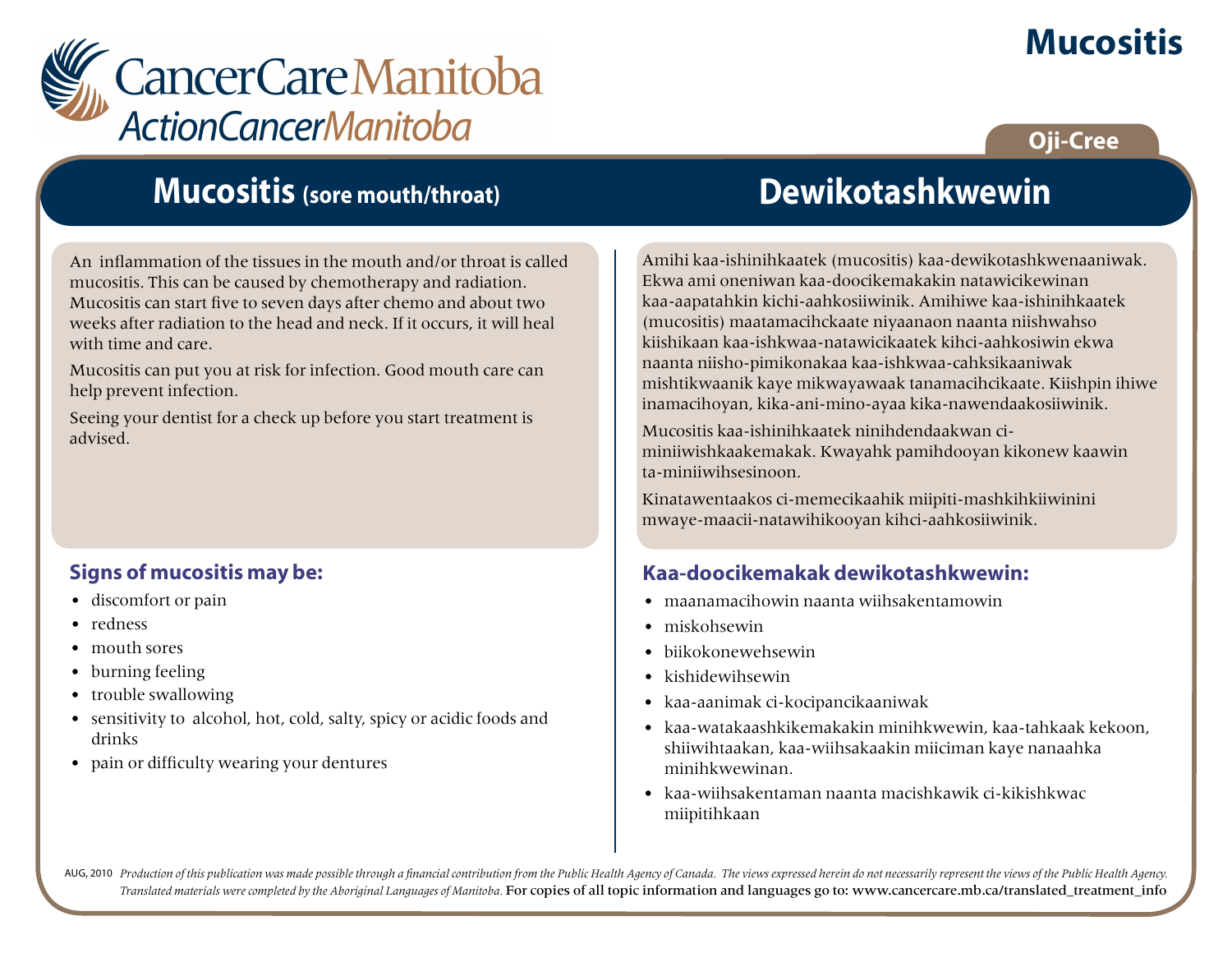# CancerCare Manitoba
## ActionCancerManitoba

# Mucositis

Oji-Cree

## Mucositis (sore mouth/throat)

An inflammation of the tissues in the mouth and/or throat is called mucositis. This can be caused by chemotherapy and radiation. Mucositis can start five to seven days after chemo and about two weeks after radiation to the head and neck. If it occurs, it will heal with time and care.

Mucositis can put you at risk for infection. Good mouth care can help prevent infection.

Seeing your dentist for a check up before you start treatment is advised.

### Signs of mucositis may be:

- discomfort or pain
- redness
- mouth sores
- burning feeling
- trouble swallowing
- sensitivity to alcohol, hot, cold, salty, spicy or acidic foods and drinks
- pain or difficulty wearing your dentures

## Dewikotashkwewin

Amihi kaa-ishinihkaatek (mucositis) kaa-dewikotashkwenaaniwak. Ekwa ami oneniwan kaa-doocikemakakin natawicikewinan kaa-aapatahkin kichi-aahkosiiwinik. Amihiwe kaa-ishinihkaatek (mucositis) maatamacihckaate niyaanaon naanta niishwahso kiishikaan kaa-ishkwaa-natawicikaatek kihci-aahkosiwin ekwa naanta niisho-pimikonakaa kaa-ishkwaa-cahksikaaniwak mishtikwaanik kaye mikwayawaak tanamacihcikaate. Kiishpin ihiwe inamacihoyan, kika-ani-mino-ayaa kika-nawendaakosiiwinik.

Mucositis kaa-ishinihkaatek ninihdendaakwan ci-miniiwishkaakemakak. Kwayahk pamihdooyan kikonew kaawin ta-miniiwihsesinoon.

Kinatawentaakos ci-memecikaahik miipiti-mashkihkiiwinini mwaye-maacii-natawihikooyan kihci-aahkosiiwinik.

### Kaa-doocikemakak dewikotashkwewin:

- maanamacihowin naanta wiihsakentamowin
- miskohsewin
- biikokonewehsewin
- kishidewihsewin
- kaa-aanimak ci-kocipancikaaniwak
- kaa-watakaashkikemakakin minihkwewin, kaa-tahkaak kekoon, shiiwihtaakan, kaa-wiihsakaakin miiciman kaye nanaahka minihkwewinan.
- kaa-wiihsakentaman naanta macishkawik ci-kikishkwac miipitihkaan

AUG, 2010 *Production of this publication was made possible through a financial contribution from the Public Health Agency of Canada. The views expressed herein do not necessarily represent the views of the Public Health Agency. Translated materials were completed by the Aboriginal Languages of Manitoba.* For copies of all topic information and languages go to: www.cancercare.mb.ca/translated_treatment_info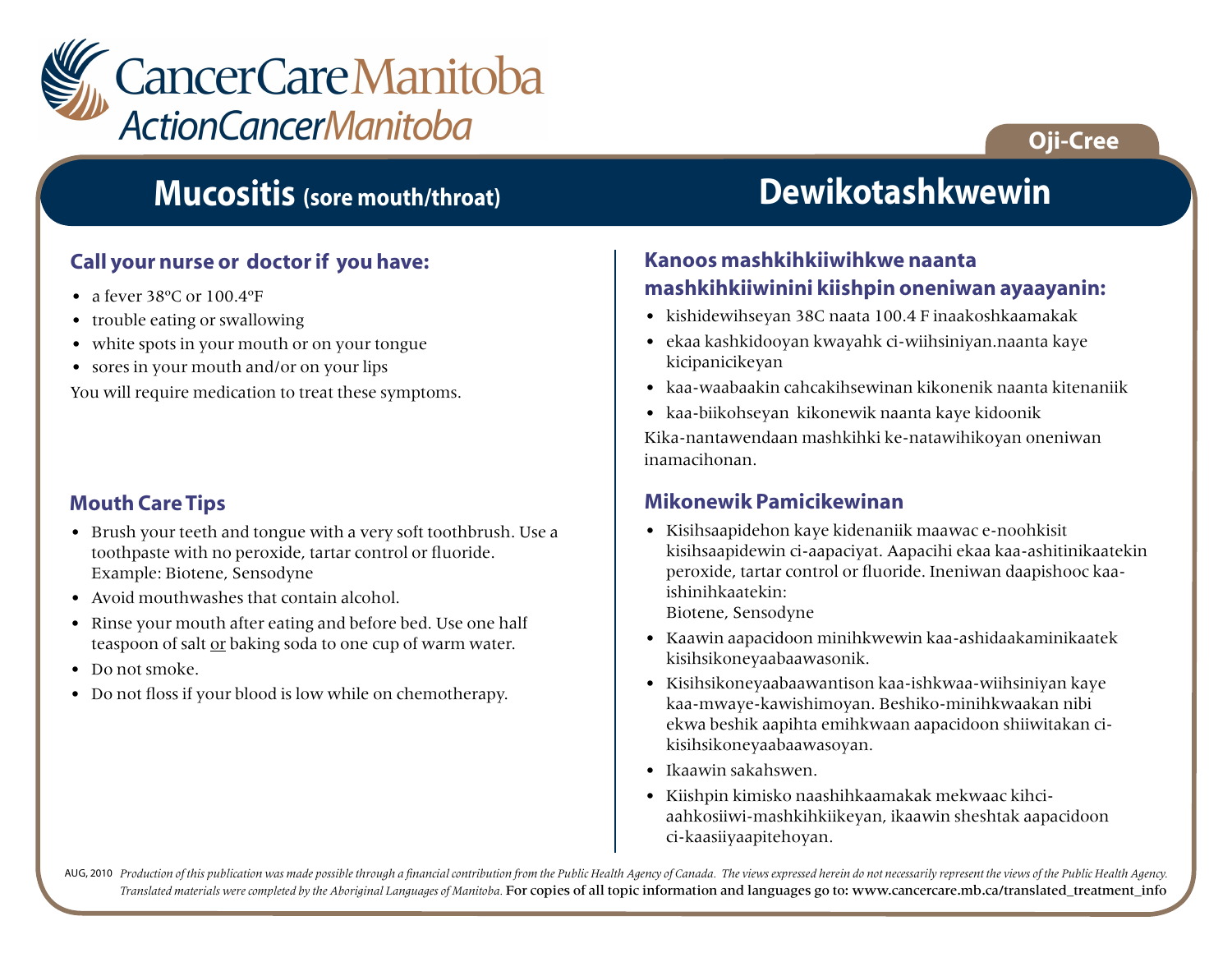CancerCare Manitoba
ActionCancerManitoba

Oji-Cree

# Mucositis (sore mouth/throat)

## Call your nurse or doctor if you have:

- a fever 38ºC or 100.4ºF
- trouble eating or swallowing
- white spots in your mouth or on your tongue
- sores in your mouth and/or on your lips

You will require medication to treat these symptoms.

## Mouth Care Tips

- Brush your teeth and tongue with a very soft toothbrush. Use a toothpaste with no peroxide, tartar control or fluoride. Example: Biotene, Sensodyne
- Avoid mouthwashes that contain alcohol.
- Rinse your mouth after eating and before bed. Use one half teaspoon of salt <u>or</u> baking soda to one cup of warm water.
- Do not smoke.
- Do not floss if your blood is low while on chemotherapy.

# Dewikotashkwewin

## Kanoos mashkihkiiwihkwe naanta mashkihkiiwinini kiishpin oneniwan ayaayanin:

- kishidewihseyan 38C naata 100.4 F inaakoshkaamakak
- ekaa kashkidooyan kwayahk ci-wiihsiniyan.naanta kaye kicipanicikeyan
- kaa-waabaakin cahcakihsewinan kikonenik naanta kitenaniik
- kaa-biikohseyan kikonewik naanta kaye kidoonik

Kika-nantawendaan mashkihki ke-natawihikoyan oneniwan inamacihonan.

## Mikonewik Pamicikewinan

- Kisihsaapidehon kaye kidenaniik maawac e-noohkisit kisihsaapidewin ci-aapaciyat. Aapacihi ekaa kaa-ashitinikaatekin peroxide, tartar control or fluoride. Ineniwan daapishooc kaa-ishinihkaatekin:
  Biotene, Sensodyne
- Kaawin aapacidoon minihkwewin kaa-ashidaakaminikaatek kisihsikoneyaabaawasonik.
- Kisihsikoneyaabaawantison kaa-ishkwaa-wiihsiniyan kaye kaa-mwaye-kawishimoyan. Beshiko-minihkwaakan nibi ekwa beshik aapihta emihkwaan aapacidoon shiiwitakan ci-kisihsikoneyaabaawasoyan.
- Ikaawin sakahswen.
- Kiishpin kimisko naashihkaamakak mekwaac kihci-aahkosiiwi-mashkihkiikeyan, ikaawin sheshtak aapacidoon ci-kaasiiyaapitehoyan.

AUG, 2010 *Production of this publication was made possible through a financial contribution from the Public Health Agency of Canada. The views expressed herein do not necessarily represent the views of the Public Health Agency. Translated materials were completed by the Aboriginal Languages of Manitoba.* For copies of all topic information and languages go to: www.cancercare.mb.ca/translated_treatment_info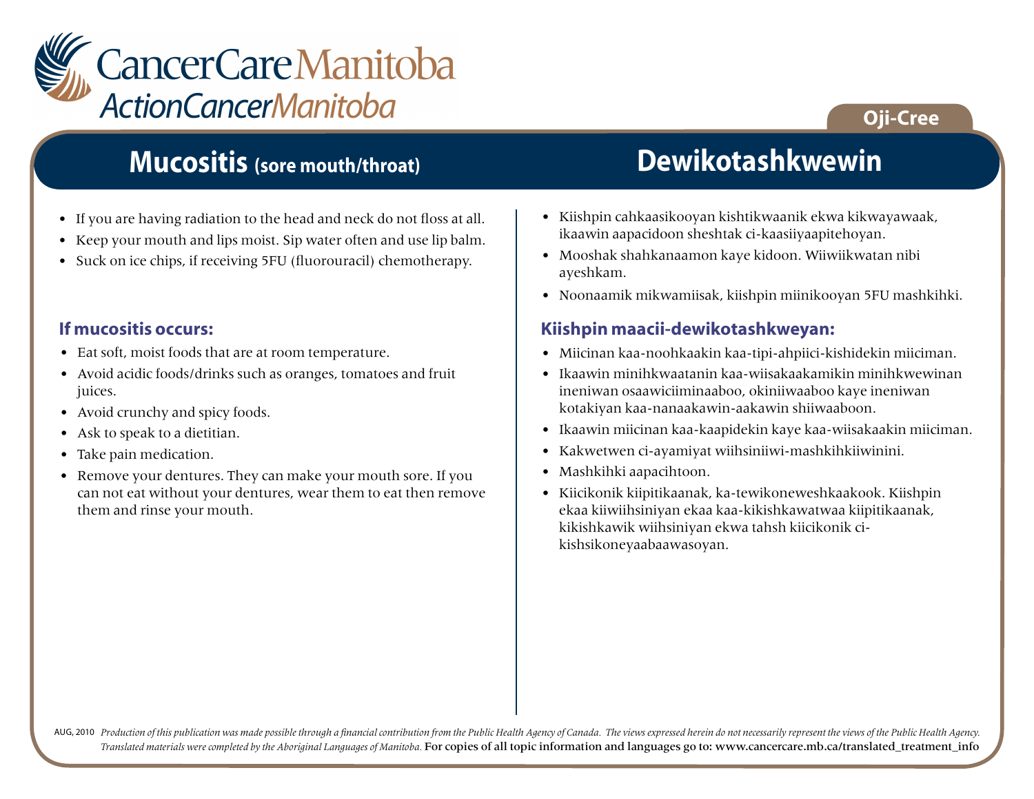CancerCare Manitoba
ActionCancerManitoba

Oji-Cree

# Mucositis (sore mouth/throat)

- If you are having radiation to the head and neck do not floss at all.
- Keep your mouth and lips moist. Sip water often and use lip balm.
- Suck on ice chips, if receiving 5FU (fluorouracil) chemotherapy.

### If mucositis occurs:

- Eat soft, moist foods that are at room temperature.
- Avoid acidic foods/drinks such as oranges, tomatoes and fruit juices.
- Avoid crunchy and spicy foods.
- Ask to speak to a dietitian.
- Take pain medication.
- Remove your dentures. They can make your mouth sore. If you can not eat without your dentures, wear them to eat then remove them and rinse your mouth.

# Dewikotashkwewin

- Kiishpin cahkaasikooyan kishtikwaanik ekwa kikwayawaak, ikaawin aapacidoon sheshtak ci-kaasiiyaapitehoyan.
- Mooshak shahkanaamon kaye kidoon. Wiiwiikwatan nibi ayeshkam.
- Noonaamik mikwamiisak, kiishpin miinikooyan 5FU mashkihki.

### Kiishpin maacii-dewikotashkweyan:

- Miicinan kaa-noohkaakin kaa-tipi-ahpiici-kishidekin miiciman.
- Ikaawin minihkwaatanin kaa-wiisakaakamikin minihkwewinan ineniwan osaawiciiminaaboo, okiniiwaaboo kaye ineniwan kotakiyan kaa-nanaakawin-aakawin shiiwaaboon.
- Ikaawin miicinan kaa-kaapidekin kaye kaa-wiisakaakin miiciman.
- Kakwetwen ci-ayamiyat wiihsiniiwi-mashkihkiiwinini.
- Mashkihki aapacihtoon.
- Kiicikonik kiipitikaanak, ka-tewikoneweshkaakook. Kiishpin ekaa kiiwiihsiniyan ekaa kaa-kikishkawatwaa kiipitikaanak, kikishkawik wiihsiniyan ekwa tahsh kiicikonik ci-kishsikoneyaabaawasoyan.

AUG, 2010 *Production of this publication was made possible through a financial contribution from the Public Health Agency of Canada. The views expressed herein do not necessarily represent the views of the Public Health Agency. Translated materials were completed by the Aboriginal Languages of Manitoba.* For copies of all topic information and languages go to: www.cancercare.mb.ca/translated_treatment_info